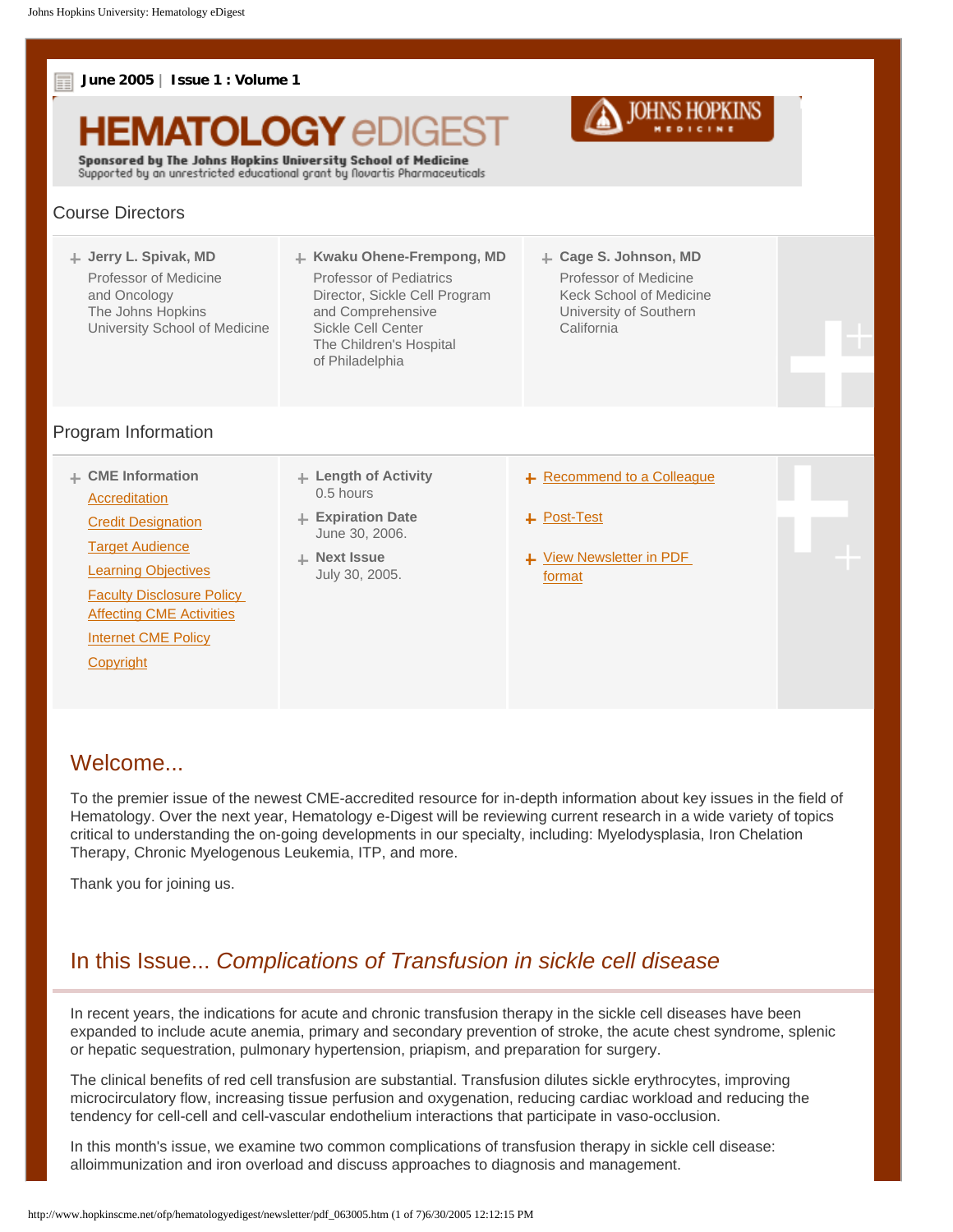**June 2005** | **Issue 1 : Volume 1**

# HEMATOLOGY eDIGEST

**Sponsored by The Johns Hopkins University School of Medicine**
Supported by an unrestricted educational grant by Novartis Pharmaceuticals

JOHNS HOPKINS MEDICINE

## Course Directors

**Jerry L. Spivak, MD**
Professor of Medicine and Oncology
The Johns Hopkins University School of Medicine

**Kwaku Ohene-Frempong, MD**
Professor of Pediatrics
Director, Sickle Cell Program and Comprehensive Sickle Cell Center
The Children's Hospital of Philadelphia

**Cage S. Johnson, MD**
Professor of Medicine
Keck School of Medicine
University of Southern California

## Program Information

**CME Information**
- Accreditation
- Credit Designation
- Target Audience
- Learning Objectives
- Faculty Disclosure Policy Affecting CME Activities
- Internet CME Policy
- Copyright

**Length of Activity**
0.5 hours

**Expiration Date**
June 30, 2006.

**Next Issue**
July 30, 2005.

- Recommend to a Colleague
- Post-Test
- View Newsletter in PDF format

## Welcome...

To the premier issue of the newest CME-accredited resource for in-depth information about key issues in the field of Hematology. Over the next year, Hematology e-Digest will be reviewing current research in a wide variety of topics critical to understanding the on-going developments in our specialty, including: Myelodysplasia, Iron Chelation Therapy, Chronic Myelogenous Leukemia, ITP, and more.

Thank you for joining us.

## In this Issue... *Complications of Transfusion in sickle cell disease*

In recent years, the indications for acute and chronic transfusion therapy in the sickle cell diseases have been expanded to include acute anemia, primary and secondary prevention of stroke, the acute chest syndrome, splenic or hepatic sequestration, pulmonary hypertension, priapism, and preparation for surgery.

The clinical benefits of red cell transfusion are substantial. Transfusion dilutes sickle erythrocytes, improving microcirculatory flow, increasing tissue perfusion and oxygenation, reducing cardiac workload and reducing the tendency for cell-cell and cell-vascular endothelium interactions that participate in vaso-occlusion.

In this month's issue, we examine two common complications of transfusion therapy in sickle cell disease: alloimmunization and iron overload and discuss approaches to diagnosis and management.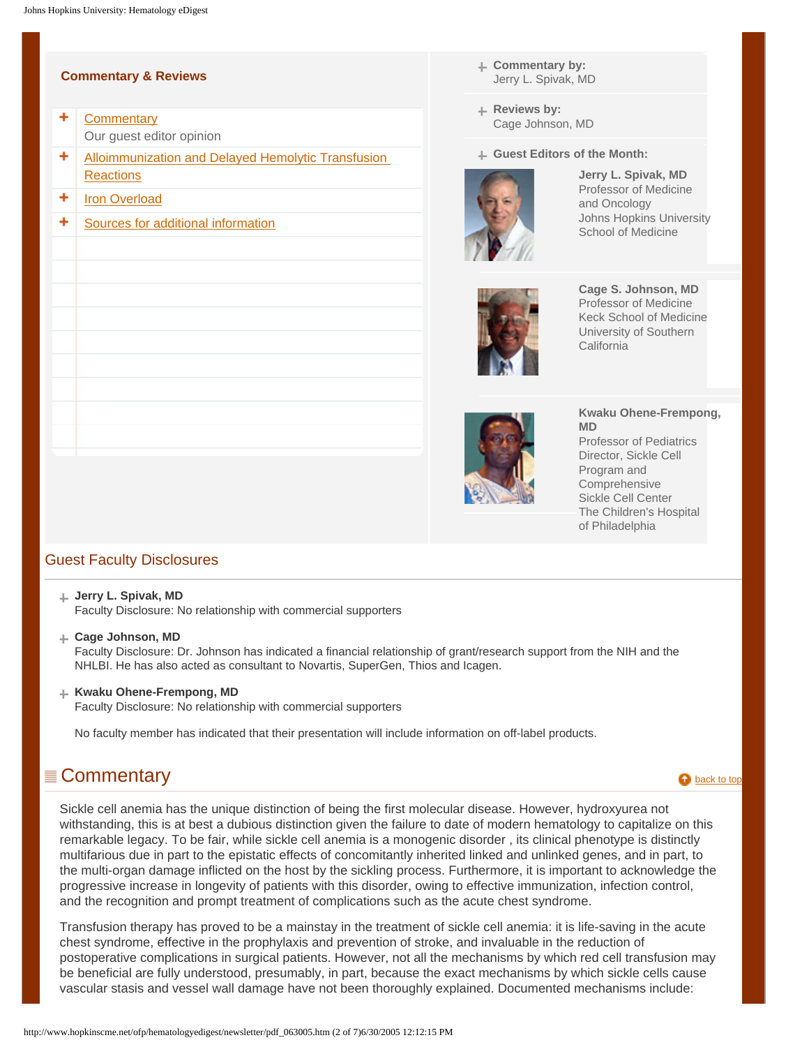## Commentary & Reviews

- Commentary
  Our guest editor opinion
- Alloimmunization and Delayed Hemolytic Transfusion Reactions
- Iron Overload
- Sources for additional information

**Commentary by:**
Jerry L. Spivak, MD

**Reviews by:**
Cage Johnson, MD

**Guest Editors of the Month:**

**Jerry L. Spivak, MD**
Professor of Medicine and Oncology
Johns Hopkins University School of Medicine

**Cage S. Johnson, MD**
Professor of Medicine
Keck School of Medicine
University of Southern California

**Kwaku Ohene-Frempong, MD**
Professor of Pediatrics
Director, Sickle Cell Program and Comprehensive Sickle Cell Center
The Children's Hospital of Philadelphia

## Guest Faculty Disclosures

**Jerry L. Spivak, MD**
Faculty Disclosure: No relationship with commercial supporters

**Cage Johnson, MD**
Faculty Disclosure: Dr. Johnson has indicated a financial relationship of grant/research support from the NIH and the NHLBI. He has also acted as consultant to Novartis, SuperGen, Thios and Icagen.

**Kwaku Ohene-Frempong, MD**
Faculty Disclosure: No relationship with commercial supporters

No faculty member has indicated that their presentation will include information on off-label products.

## Commentary

back to top

Sickle cell anemia has the unique distinction of being the first molecular disease. However, hydroxyurea not withstanding, this is at best a dubious distinction given the failure to date of modern hematology to capitalize on this remarkable legacy. To be fair, while sickle cell anemia is a monogenic disorder , its clinical phenotype is distinctly multifarious due in part to the epistatic effects of concomitantly inherited linked and unlinked genes, and in part, to the multi-organ damage inflicted on the host by the sickling process. Furthermore, it is important to acknowledge the progressive increase in longevity of patients with this disorder, owing to effective immunization, infection control, and the recognition and prompt treatment of complications such as the acute chest syndrome.

Transfusion therapy has proved to be a mainstay in the treatment of sickle cell anemia: it is life-saving in the acute chest syndrome, effective in the prophylaxis and prevention of stroke, and invaluable in the reduction of postoperative complications in surgical patients. However, not all the mechanisms by which red cell transfusion may be beneficial are fully understood, presumably, in part, because the exact mechanisms by which sickle cells cause vascular stasis and vessel wall damage have not been thoroughly explained. Documented mechanisms include: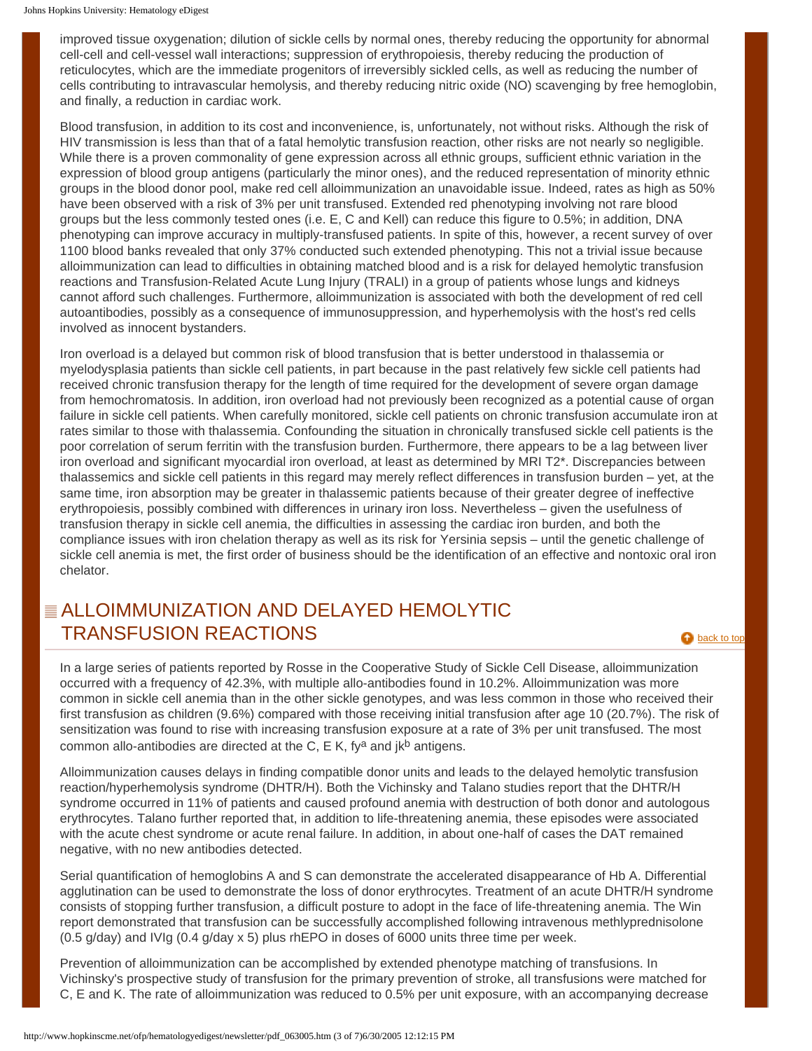improved tissue oxygenation; dilution of sickle cells by normal ones, thereby reducing the opportunity for abnormal cell-cell and cell-vessel wall interactions; suppression of erythropoiesis, thereby reducing the production of reticulocytes, which are the immediate progenitors of irreversibly sickled cells, as well as reducing the number of cells contributing to intravascular hemolysis, and thereby reducing nitric oxide (NO) scavenging by free hemoglobin, and finally, a reduction in cardiac work.

Blood transfusion, in addition to its cost and inconvenience, is, unfortunately, not without risks. Although the risk of HIV transmission is less than that of a fatal hemolytic transfusion reaction, other risks are not nearly so negligible. While there is a proven commonality of gene expression across all ethnic groups, sufficient ethnic variation in the expression of blood group antigens (particularly the minor ones), and the reduced representation of minority ethnic groups in the blood donor pool, make red cell alloimmunization an unavoidable issue. Indeed, rates as high as 50% have been observed with a risk of 3% per unit transfused. Extended red phenotyping involving not rare blood groups but the less commonly tested ones (i.e. E, C and Kell) can reduce this figure to 0.5%; in addition, DNA phenotyping can improve accuracy in multiply-transfused patients. In spite of this, however, a recent survey of over 1100 blood banks revealed that only 37% conducted such extended phenotyping. This not a trivial issue because alloimmunization can lead to difficulties in obtaining matched blood and is a risk for delayed hemolytic transfusion reactions and Transfusion-Related Acute Lung Injury (TRALI) in a group of patients whose lungs and kidneys cannot afford such challenges. Furthermore, alloimmunization is associated with both the development of red cell autoantibodies, possibly as a consequence of immunosuppression, and hyperhemolysis with the host's red cells involved as innocent bystanders.

Iron overload is a delayed but common risk of blood transfusion that is better understood in thalassemia or myelodysplasia patients than sickle cell patients, in part because in the past relatively few sickle cell patients had received chronic transfusion therapy for the length of time required for the development of severe organ damage from hemochromatosis. In addition, iron overload had not previously been recognized as a potential cause of organ failure in sickle cell patients. When carefully monitored, sickle cell patients on chronic transfusion accumulate iron at rates similar to those with thalassemia. Confounding the situation in chronically transfused sickle cell patients is the poor correlation of serum ferritin with the transfusion burden. Furthermore, there appears to be a lag between liver iron overload and significant myocardial iron overload, at least as determined by MRI T2*. Discrepancies between thalassemics and sickle cell patients in this regard may merely reflect differences in transfusion burden – yet, at the same time, iron absorption may be greater in thalassemic patients because of their greater degree of ineffective erythropoiesis, possibly combined with differences in urinary iron loss. Nevertheless – given the usefulness of transfusion therapy in sickle cell anemia, the difficulties in assessing the cardiac iron burden, and both the compliance issues with iron chelation therapy as well as its risk for Yersinia sepsis – until the genetic challenge of sickle cell anemia is met, the first order of business should be the identification of an effective and nontoxic oral iron chelator.

## ALLOIMMUNIZATION AND DELAYED HEMOLYTIC TRANSFUSION REACTIONS

In a large series of patients reported by Rosse in the Cooperative Study of Sickle Cell Disease, alloimmunization occurred with a frequency of 42.3%, with multiple allo-antibodies found in 10.2%. Alloimmunization was more common in sickle cell anemia than in the other sickle genotypes, and was less common in those who received their first transfusion as children (9.6%) compared with those receiving initial transfusion after age 10 (20.7%). The risk of sensitization was found to rise with increasing transfusion exposure at a rate of 3% per unit transfused. The most common allo-antibodies are directed at the C, E K, fy$^{a}$ and jk$^{b}$ antigens.

Alloimmunization causes delays in finding compatible donor units and leads to the delayed hemolytic transfusion reaction/hyperhemolysis syndrome (DHTR/H). Both the Vichinsky and Talano studies report that the DHTR/H syndrome occurred in 11% of patients and caused profound anemia with destruction of both donor and autologous erythrocytes. Talano further reported that, in addition to life-threatening anemia, these episodes were associated with the acute chest syndrome or acute renal failure. In addition, in about one-half of cases the DAT remained negative, with no new antibodies detected.

Serial quantification of hemoglobins A and S can demonstrate the accelerated disappearance of Hb A. Differential agglutination can be used to demonstrate the loss of donor erythrocytes. Treatment of an acute DHTR/H syndrome consists of stopping further transfusion, a difficult posture to adopt in the face of life-threatening anemia. The Win report demonstrated that transfusion can be successfully accomplished following intravenous methlyprednisolone (0.5 g/day) and IVIg (0.4 g/day x 5) plus rhEPO in doses of 6000 units three time per week.

Prevention of alloimmunization can be accomplished by extended phenotype matching of transfusions. In Vichinsky's prospective study of transfusion for the primary prevention of stroke, all transfusions were matched for C, E and K. The rate of alloimmunization was reduced to 0.5% per unit exposure, with an accompanying decrease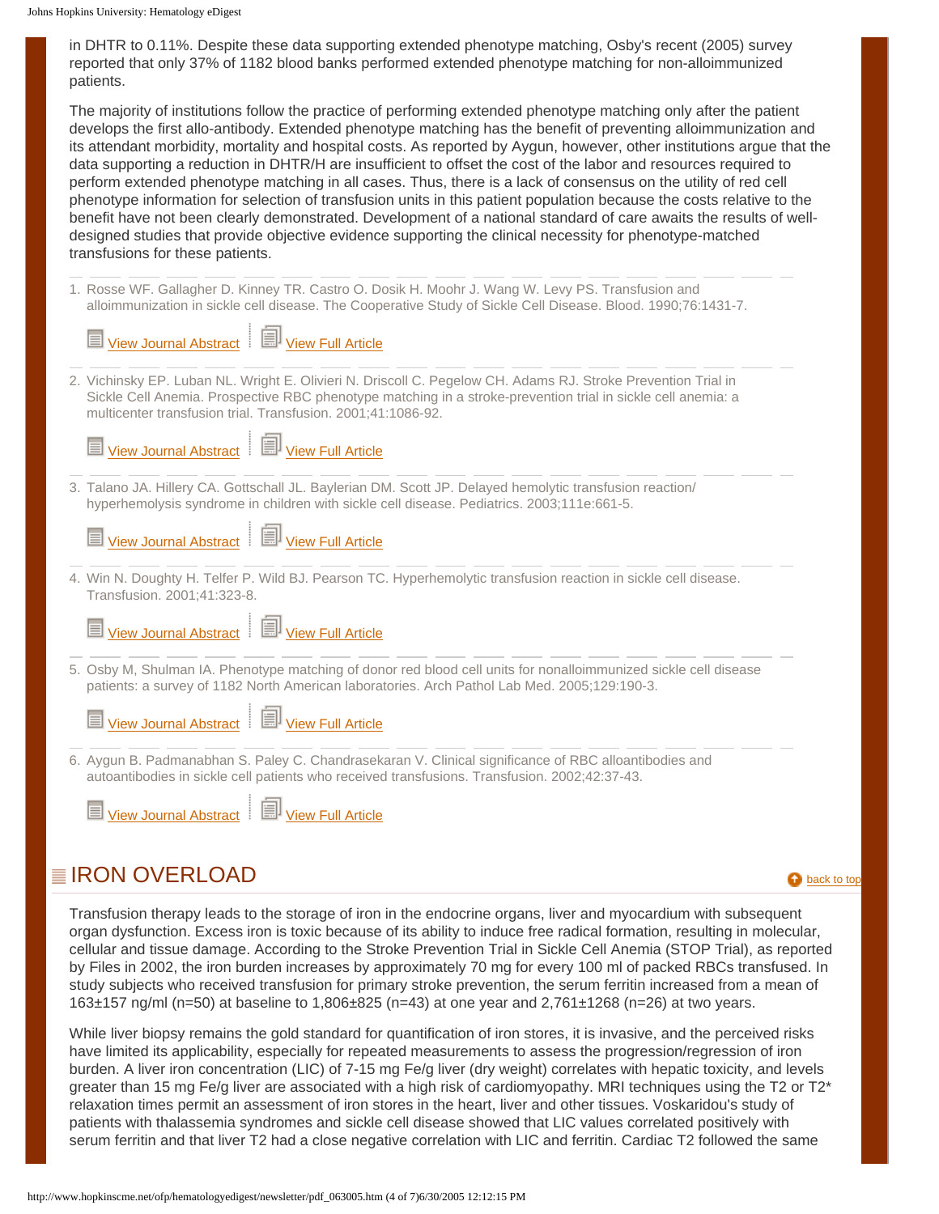in DHTR to 0.11%. Despite these data supporting extended phenotype matching, Osby's recent (2005) survey reported that only 37% of 1182 blood banks performed extended phenotype matching for non-alloimmunized patients.

The majority of institutions follow the practice of performing extended phenotype matching only after the patient develops the first allo-antibody. Extended phenotype matching has the benefit of preventing alloimmunization and its attendant morbidity, mortality and hospital costs. As reported by Aygun, however, other institutions argue that the data supporting a reduction in DHTR/H are insufficient to offset the cost of the labor and resources required to perform extended phenotype matching in all cases. Thus, there is a lack of consensus on the utility of red cell phenotype information for selection of transfusion units in this patient population because the costs relative to the benefit have not been clearly demonstrated. Development of a national standard of care awaits the results of well-designed studies that provide objective evidence supporting the clinical necessity for phenotype-matched transfusions for these patients.

1. Rosse WF. Gallagher D. Kinney TR. Castro O. Dosik H. Moohr J. Wang W. Levy PS. Transfusion and alloimmunization in sickle cell disease. The Cooperative Study of Sickle Cell Disease. Blood. 1990;76:1431-7.

   View Journal Abstract | View Full Article

2. Vichinsky EP. Luban NL. Wright E. Olivieri N. Driscoll C. Pegelow CH. Adams RJ. Stroke Prevention Trial in Sickle Cell Anemia. Prospective RBC phenotype matching in a stroke-prevention trial in sickle cell anemia: a multicenter transfusion trial. Transfusion. 2001;41:1086-92.

   View Journal Abstract | View Full Article

3. Talano JA. Hillery CA. Gottschall JL. Baylerian DM. Scott JP. Delayed hemolytic transfusion reaction/ hyperhemolysis syndrome in children with sickle cell disease. Pediatrics. 2003;111e:661-5.

   View Journal Abstract | View Full Article

4. Win N. Doughty H. Telfer P. Wild BJ. Pearson TC. Hyperhemolytic transfusion reaction in sickle cell disease. Transfusion. 2001;41:323-8.

   View Journal Abstract | View Full Article

5. Osby M, Shulman IA. Phenotype matching of donor red blood cell units for nonalloimmunized sickle cell disease patients: a survey of 1182 North American laboratories. Arch Pathol Lab Med. 2005;129:190-3.

   View Journal Abstract | View Full Article

6. Aygun B. Padmanabhan S. Paley C. Chandrasekaran V. Clinical significance of RBC alloantibodies and autoantibodies in sickle cell patients who received transfusions. Transfusion. 2002;42:37-43.

   View Journal Abstract | View Full Article

## IRON OVERLOAD

back to top

Transfusion therapy leads to the storage of iron in the endocrine organs, liver and myocardium with subsequent organ dysfunction. Excess iron is toxic because of its ability to induce free radical formation, resulting in molecular, cellular and tissue damage. According to the Stroke Prevention Trial in Sickle Cell Anemia (STOP Trial), as reported by Files in 2002, the iron burden increases by approximately 70 mg for every 100 ml of packed RBCs transfused. In study subjects who received transfusion for primary stroke prevention, the serum ferritin increased from a mean of 163±157 ng/ml (n=50) at baseline to 1,806±825 (n=43) at one year and 2,761±1268 (n=26) at two years.

While liver biopsy remains the gold standard for quantification of iron stores, it is invasive, and the perceived risks have limited its applicability, especially for repeated measurements to assess the progression/regression of iron burden. A liver iron concentration (LIC) of 7-15 mg Fe/g liver (dry weight) correlates with hepatic toxicity, and levels greater than 15 mg Fe/g liver are associated with a high risk of cardiomyopathy. MRI techniques using the T2 or T2* relaxation times permit an assessment of iron stores in the heart, liver and other tissues. Voskaridou's study of patients with thalassemia syndromes and sickle cell disease showed that LIC values correlated positively with serum ferritin and that liver T2 had a close negative correlation with LIC and ferritin. Cardiac T2 followed the same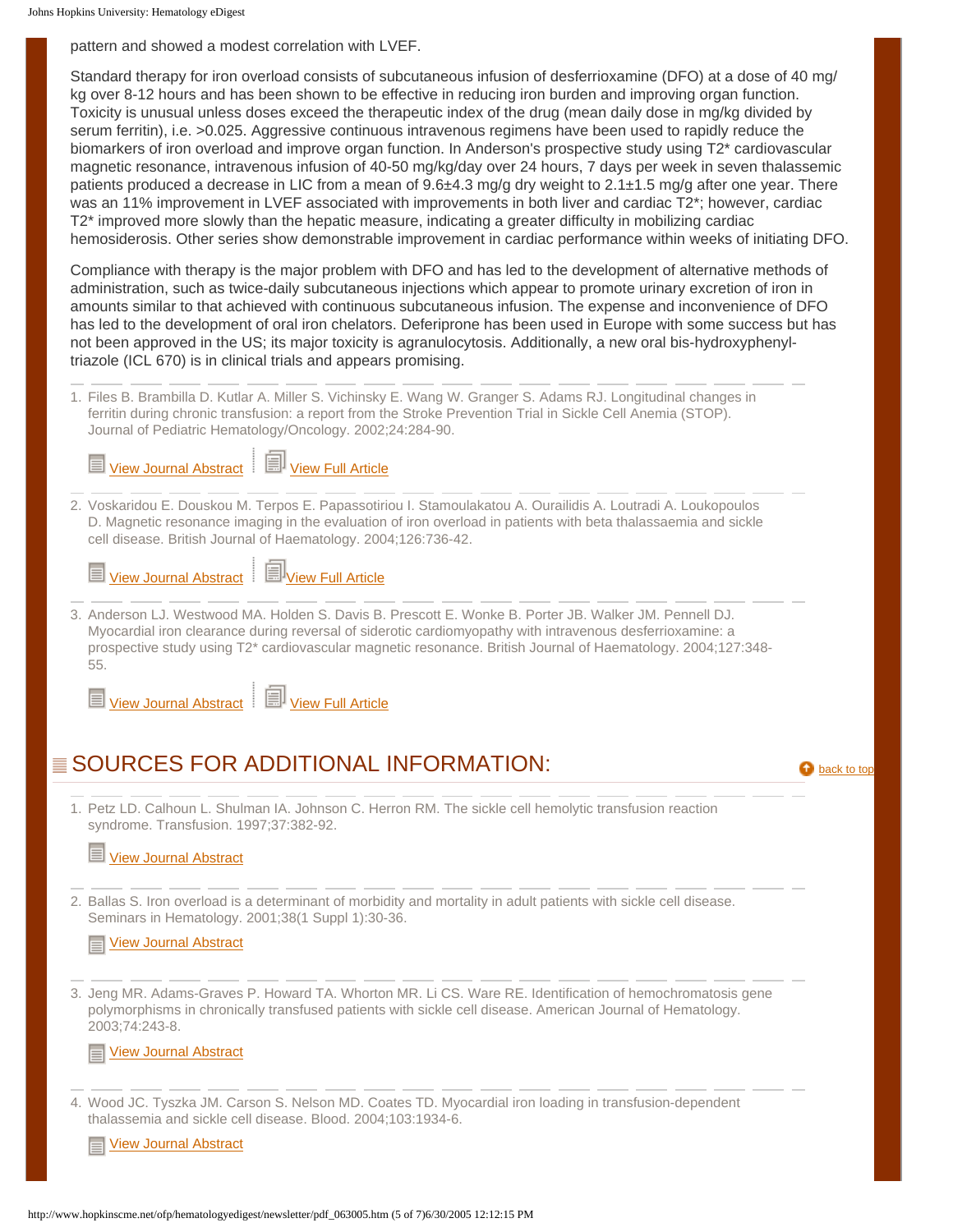pattern and showed a modest correlation with LVEF.

Standard therapy for iron overload consists of subcutaneous infusion of desferrioxamine (DFO) at a dose of 40 mg/kg over 8-12 hours and has been shown to be effective in reducing iron burden and improving organ function. Toxicity is unusual unless doses exceed the therapeutic index of the drug (mean daily dose in mg/kg divided by serum ferritin), i.e. >0.025. Aggressive continuous intravenous regimens have been used to rapidly reduce the biomarkers of iron overload and improve organ function. In Anderson's prospective study using T2* cardiovascular magnetic resonance, intravenous infusion of 40-50 mg/kg/day over 24 hours, 7 days per week in seven thalassemic patients produced a decrease in LIC from a mean of 9.6±4.3 mg/g dry weight to 2.1±1.5 mg/g after one year. There was an 11% improvement in LVEF associated with improvements in both liver and cardiac T2*; however, cardiac T2* improved more slowly than the hepatic measure, indicating a greater difficulty in mobilizing cardiac hemosiderosis. Other series show demonstrable improvement in cardiac performance within weeks of initiating DFO.

Compliance with therapy is the major problem with DFO and has led to the development of alternative methods of administration, such as twice-daily subcutaneous injections which appear to promote urinary excretion of iron in amounts similar to that achieved with continuous subcutaneous infusion. The expense and inconvenience of DFO has led to the development of oral iron chelators. Deferiprone has been used in Europe with some success but has not been approved in the US; its major toxicity is agranulocytosis. Additionally, a new oral bis-hydroxyphenyl-triazole (ICL 670) is in clinical trials and appears promising.

1. Files B. Brambilla D. Kutlar A. Miller S. Vichinsky E. Wang W. Granger S. Adams RJ. Longitudinal changes in ferritin during chronic transfusion: a report from the Stroke Prevention Trial in Sickle Cell Anemia (STOP). Journal of Pediatric Hematology/Oncology. 2002;24:284-90.

   View Journal Abstract | View Full Article

2. Voskaridou E. Douskou M. Terpos E. Papassotiriou I. Stamoulakatou A. Ourailidis A. Loutradi A. Loukopoulos D. Magnetic resonance imaging in the evaluation of iron overload in patients with beta thalassaemia and sickle cell disease. British Journal of Haematology. 2004;126:736-42.

   View Journal Abstract | View Full Article

3. Anderson LJ. Westwood MA. Holden S. Davis B. Prescott E. Wonke B. Porter JB. Walker JM. Pennell DJ. Myocardial iron clearance during reversal of siderotic cardiomyopathy with intravenous desferrioxamine: a prospective study using T2* cardiovascular magnetic resonance. British Journal of Haematology. 2004;127:348-55.

   View Journal Abstract | View Full Article

## SOURCES FOR ADDITIONAL INFORMATION:

back to top

1. Petz LD. Calhoun L. Shulman IA. Johnson C. Herron RM. The sickle cell hemolytic transfusion reaction syndrome. Transfusion. 1997;37:382-92.

   View Journal Abstract

2. Ballas S. Iron overload is a determinant of morbidity and mortality in adult patients with sickle cell disease. Seminars in Hematology. 2001;38(1 Suppl 1):30-36.

   View Journal Abstract

3. Jeng MR. Adams-Graves P. Howard TA. Whorton MR. Li CS. Ware RE. Identification of hemochromatosis gene polymorphisms in chronically transfused patients with sickle cell disease. American Journal of Hematology. 2003;74:243-8.

   View Journal Abstract

4. Wood JC. Tyszka JM. Carson S. Nelson MD. Coates TD. Myocardial iron loading in transfusion-dependent thalassemia and sickle cell disease. Blood. 2004;103:1934-6.

   View Journal Abstract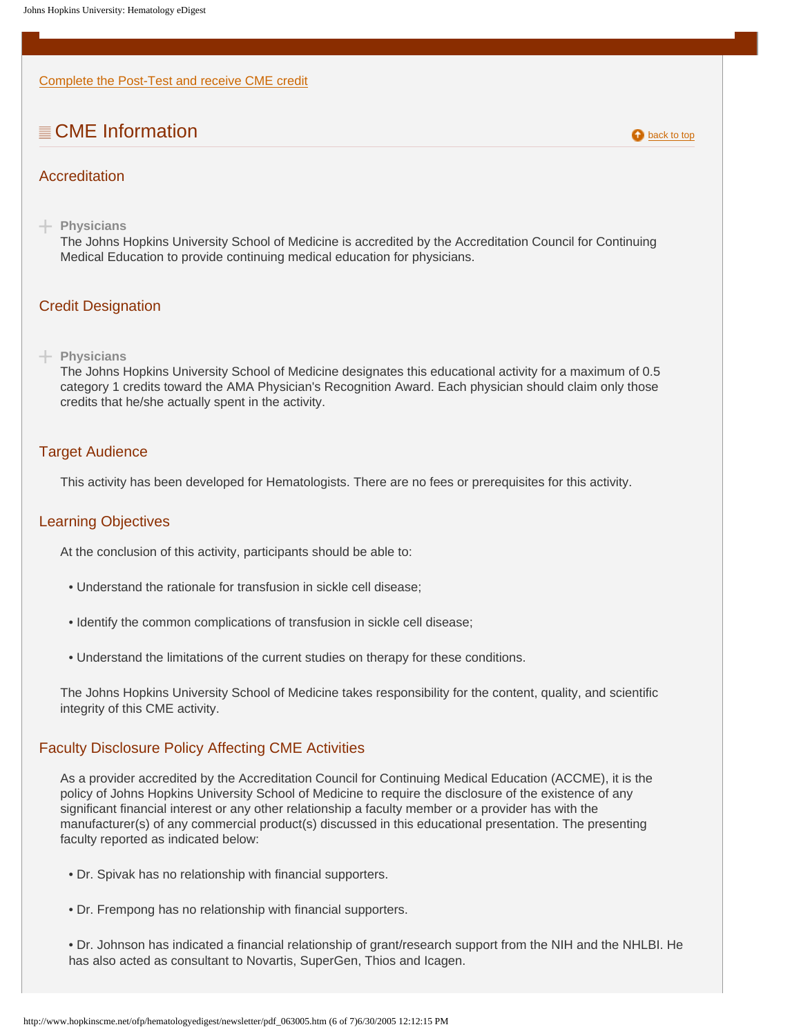Complete the Post-Test and receive CME credit

## CME Information

back to top

### Accreditation

**Physicians**

The Johns Hopkins University School of Medicine is accredited by the Accreditation Council for Continuing Medical Education to provide continuing medical education for physicians.

### Credit Designation

**Physicians**

The Johns Hopkins University School of Medicine designates this educational activity for a maximum of 0.5 category 1 credits toward the AMA Physician's Recognition Award. Each physician should claim only those credits that he/she actually spent in the activity.

### Target Audience

This activity has been developed for Hematologists. There are no fees or prerequisites for this activity.

### Learning Objectives

At the conclusion of this activity, participants should be able to:

- Understand the rationale for transfusion in sickle cell disease;
- Identify the common complications of transfusion in sickle cell disease;
- Understand the limitations of the current studies on therapy for these conditions.

The Johns Hopkins University School of Medicine takes responsibility for the content, quality, and scientific integrity of this CME activity.

### Faculty Disclosure Policy Affecting CME Activities

As a provider accredited by the Accreditation Council for Continuing Medical Education (ACCME), it is the policy of Johns Hopkins University School of Medicine to require the disclosure of the existence of any significant financial interest or any other relationship a faculty member or a provider has with the manufacturer(s) of any commercial product(s) discussed in this educational presentation. The presenting faculty reported as indicated below:

- Dr. Spivak has no relationship with financial supporters.
- Dr. Frempong has no relationship with financial supporters.
- Dr. Johnson has indicated a financial relationship of grant/research support from the NIH and the NHLBI. He has also acted as consultant to Novartis, SuperGen, Thios and Icagen.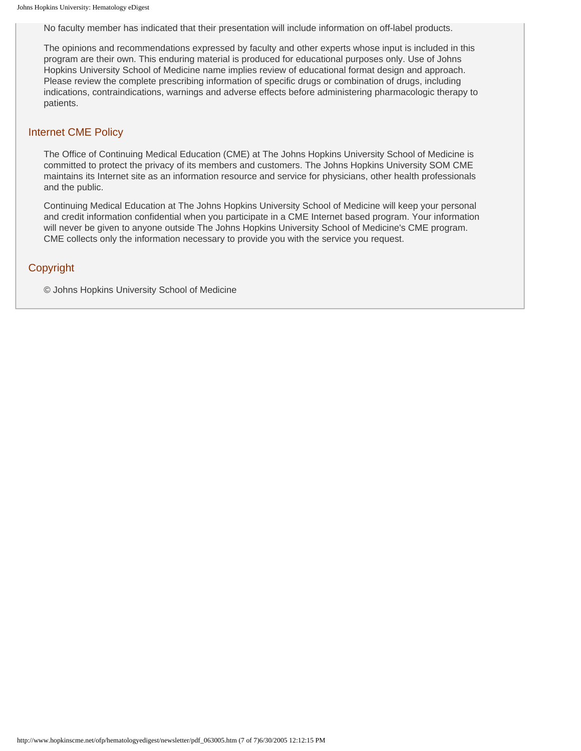No faculty member has indicated that their presentation will include information on off-label products.

The opinions and recommendations expressed by faculty and other experts whose input is included in this program are their own. This enduring material is produced for educational purposes only. Use of Johns Hopkins University School of Medicine name implies review of educational format design and approach. Please review the complete prescribing information of specific drugs or combination of drugs, including indications, contraindications, warnings and adverse effects before administering pharmacologic therapy to patients.

## Internet CME Policy

The Office of Continuing Medical Education (CME) at The Johns Hopkins University School of Medicine is committed to protect the privacy of its members and customers. The Johns Hopkins University SOM CME maintains its Internet site as an information resource and service for physicians, other health professionals and the public.

Continuing Medical Education at The Johns Hopkins University School of Medicine will keep your personal and credit information confidential when you participate in a CME Internet based program. Your information will never be given to anyone outside The Johns Hopkins University School of Medicine's CME program. CME collects only the information necessary to provide you with the service you request.

## Copyright

© Johns Hopkins University School of Medicine